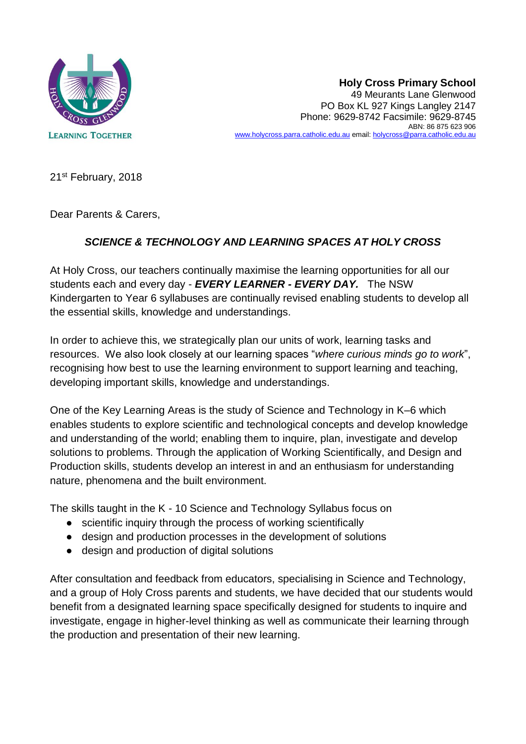**Holy Cross Primary School**
49 Meurants Lane Glenwood
PO Box KL 927 Kings Langley 2147
Phone: 9629-8742 Facsimile: 9629-8745
ABN: 86 875 623 906
www.holycross.parra.catholic.edu.au email: holycross@parra.catholic.edu.au

LEARNING TOGETHER

21st February, 2018

Dear Parents & Carers,

***SCIENCE & TECHNOLOGY AND LEARNING SPACES AT HOLY CROSS***

At Holy Cross, our teachers continually maximise the learning opportunities for all our students each and every day - ***EVERY LEARNER - EVERY DAY.*** The NSW Kindergarten to Year 6 syllabuses are continually revised enabling students to develop all the essential skills, knowledge and understandings.

In order to achieve this, we strategically plan our units of work, learning tasks and resources. We also look closely at our learning spaces "*where curious minds go to work*", recognising how best to use the learning environment to support learning and teaching, developing important skills, knowledge and understandings.

One of the Key Learning Areas is the study of Science and Technology in K–6 which enables students to explore scientific and technological concepts and develop knowledge and understanding of the world; enabling them to inquire, plan, investigate and develop solutions to problems. Through the application of Working Scientifically, and Design and Production skills, students develop an interest in and an enthusiasm for understanding nature, phenomena and the built environment.

The skills taught in the K - 10 Science and Technology Syllabus focus on

- scientific inquiry through the process of working scientifically
- design and production processes in the development of solutions
- design and production of digital solutions

After consultation and feedback from educators, specialising in Science and Technology, and a group of Holy Cross parents and students, we have decided that our students would benefit from a designated learning space specifically designed for students to inquire and investigate, engage in higher-level thinking as well as communicate their learning through the production and presentation of their new learning.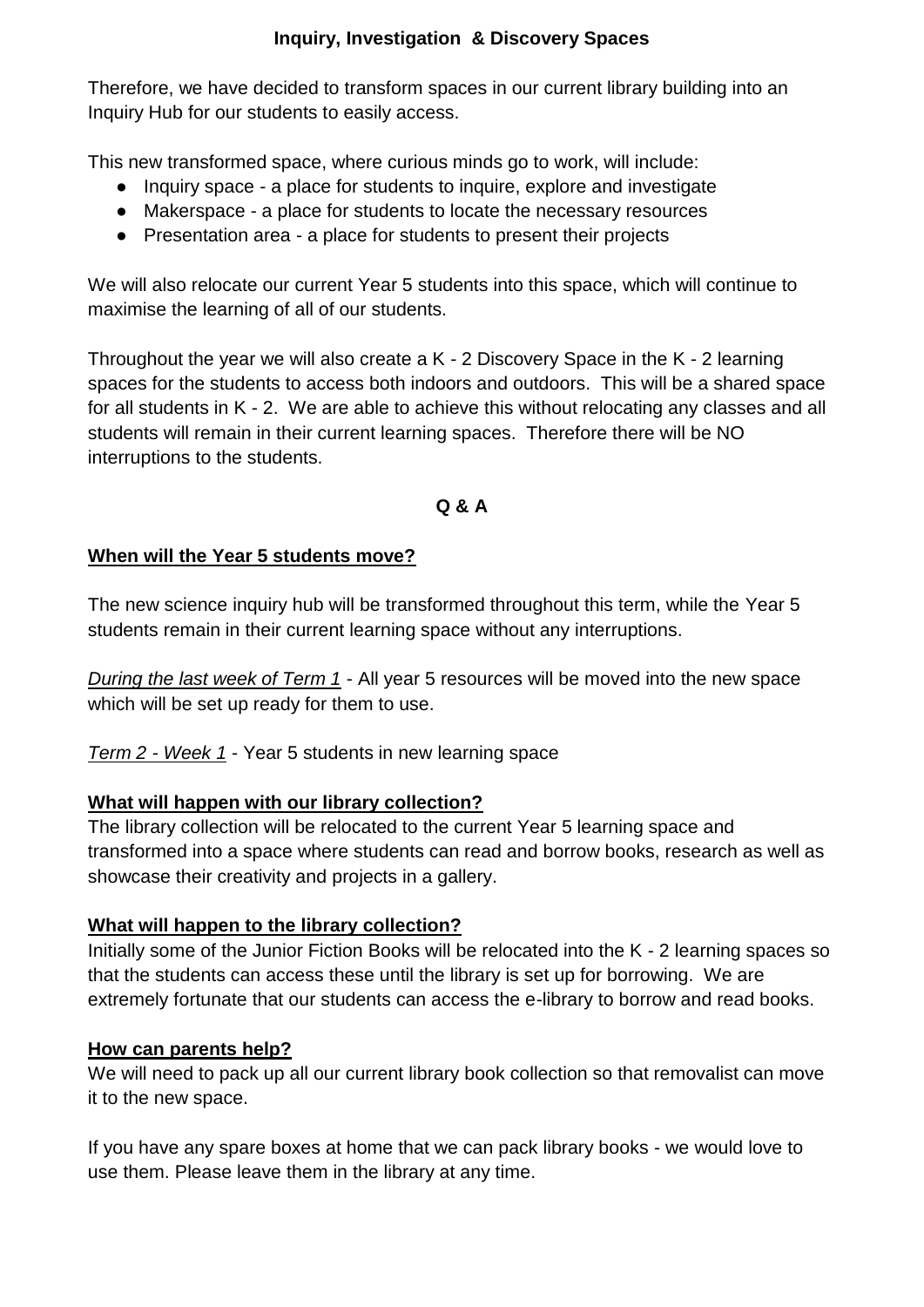## Inquiry, Investigation & Discovery Spaces

Therefore, we have decided to transform spaces in our current library building into an Inquiry Hub for our students to easily access.

This new transformed space, where curious minds go to work, will include:

- Inquiry space - a place for students to inquire, explore and investigate
- Makerspace - a place for students to locate the necessary resources
- Presentation area - a place for students to present their projects

We will also relocate our current Year 5 students into this space, which will continue to maximise the learning of all of our students.

Throughout the year we will also create a K - 2 Discovery Space in the K - 2 learning spaces for the students to access both indoors and outdoors. This will be a shared space for all students in K - 2. We are able to achieve this without relocating any classes and all students will remain in their current learning spaces. Therefore there will be NO interruptions to the students.

### Q & A

**When will the Year 5 students move?**

The new science inquiry hub will be transformed throughout this term, while the Year 5 students remain in their current learning space without any interruptions.

*During the last week of Term 1* - All year 5 resources will be moved into the new space which will be set up ready for them to use.

*Term 2 - Week 1* - Year 5 students in new learning space

**What will happen with our library collection?**

The library collection will be relocated to the current Year 5 learning space and transformed into a space where students can read and borrow books, research as well as showcase their creativity and projects in a gallery.

**What will happen to the library collection?**

Initially some of the Junior Fiction Books will be relocated into the K - 2 learning spaces so that the students can access these until the library is set up for borrowing. We are extremely fortunate that our students can access the e-library to borrow and read books.

**How can parents help?**

We will need to pack up all our current library book collection so that removalist can move it to the new space.

If you have any spare boxes at home that we can pack library books - we would love to use them. Please leave them in the library at any time.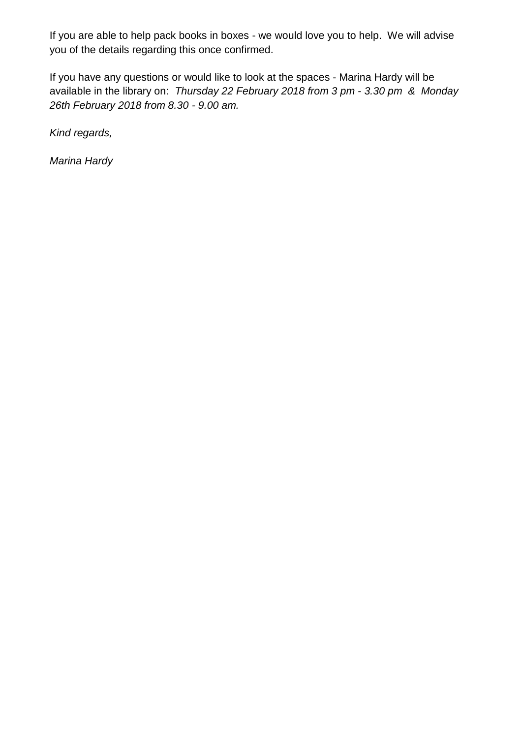If you are able to help pack books in boxes - we would love you to help.  We will advise you of the details regarding this once confirmed.

If you have any questions or would like to look at the spaces - Marina Hardy will be available in the library on:  *Thursday 22 February 2018 from 3 pm - 3.30 pm  &  Monday 26th February 2018 from 8.30 - 9.00 am.*

*Kind regards,*

*Marina Hardy*